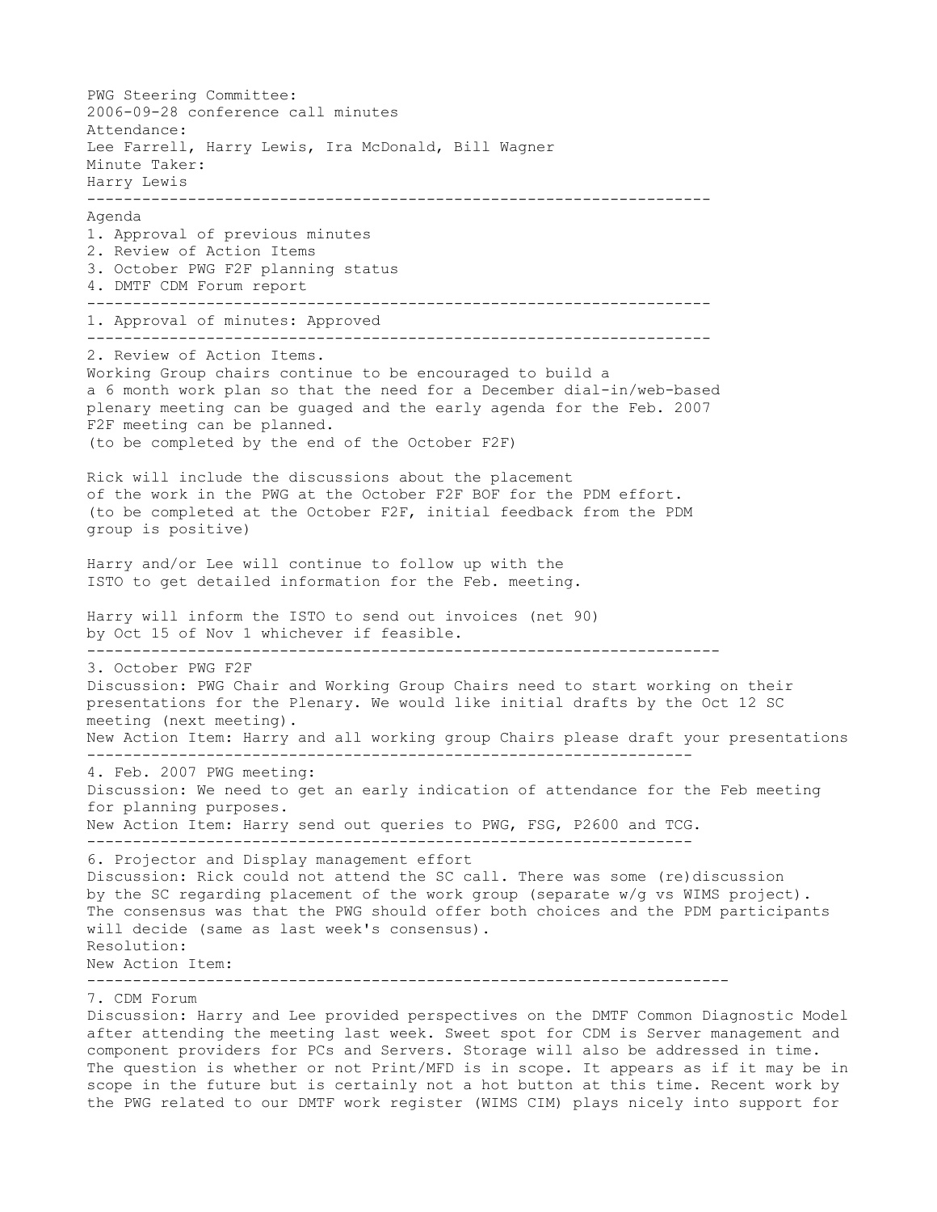PWG Steering Committee:
2006-09-28 conference call minutes
Attendance:
Lee Farrell, Harry Lewis, Ira McDonald, Bill Wagner
Minute Taker:
Harry Lewis

---

Agenda
1. Approval of previous minutes
2. Review of Action Items
3. October PWG F2F planning status
4. DMTF CDM Forum report

---

1. Approval of minutes: Approved

---

2. Review of Action Items.
Working Group chairs continue to be encouraged to build a
a 6 month work plan so that the need for a December dial-in/web-based
plenary meeting can be guaged and the early agenda for the Feb. 2007
F2F meeting can be planned.
(to be completed by the end of the October F2F)

Rick will include the discussions about the placement
of the work in the PWG at the October F2F BOF for the PDM effort.
(to be completed at the October F2F, initial feedback from the PDM
group is positive)

Harry and/or Lee will continue to follow up with the
ISTO to get detailed information for the Feb. meeting.

Harry will inform the ISTO to send out invoices (net 90)
by Oct 15 of Nov 1 whichever if feasible.

---

3. October PWG F2F
Discussion: PWG Chair and Working Group Chairs need to start working on their
presentations for the Plenary. We would like initial drafts by the Oct 12 SC
meeting (next meeting).
New Action Item: Harry and all working group Chairs please draft your presentations

---

4. Feb. 2007 PWG meeting:
Discussion: We need to get an early indication of attendance for the Feb meeting
for planning purposes.
New Action Item: Harry send out queries to PWG, FSG, P2600 and TCG.

---

6. Projector and Display management effort
Discussion: Rick could not attend the SC call. There was some (re)discussion
by the SC regarding placement of the work group (separate w/g vs WIMS project).
The consensus was that the PWG should offer both choices and the PDM participants
will decide (same as last week's consensus).
Resolution:
New Action Item:

---

7. CDM Forum
Discussion: Harry and Lee provided perspectives on the DMTF Common Diagnostic Model
after attending the meeting last week. Sweet spot for CDM is Server management and
component providers for PCs and Servers. Storage will also be addressed in time.
The question is whether or not Print/MFD is in scope. It appears as if it may be in
scope in the future but is certainly not a hot button at this time. Recent work by
the PWG related to our DMTF work register (WIMS CIM) plays nicely into support for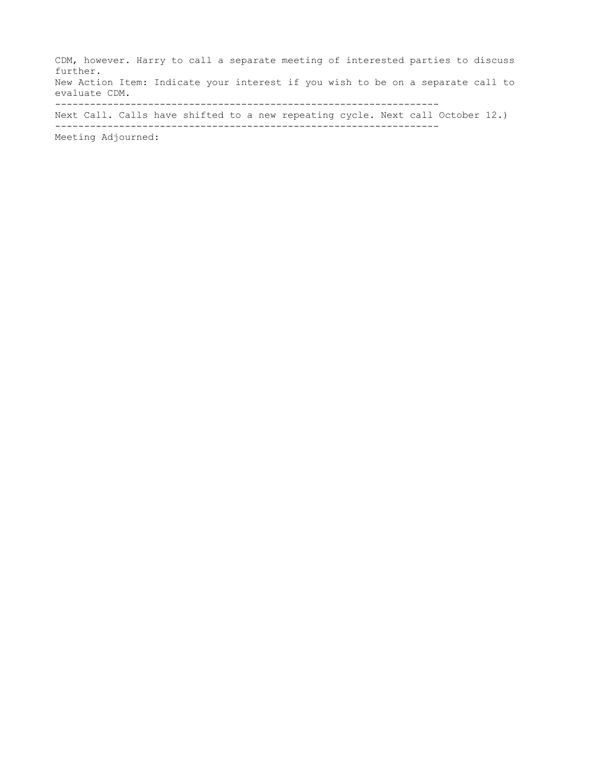CDM, however. Harry to call a separate meeting of interested parties to discuss further.

New Action Item: Indicate your interest if you wish to be on a separate call to evaluate CDM.

---

Next Call. Calls have shifted to a new repeating cycle. Next call October 12.)

---

Meeting Adjourned: